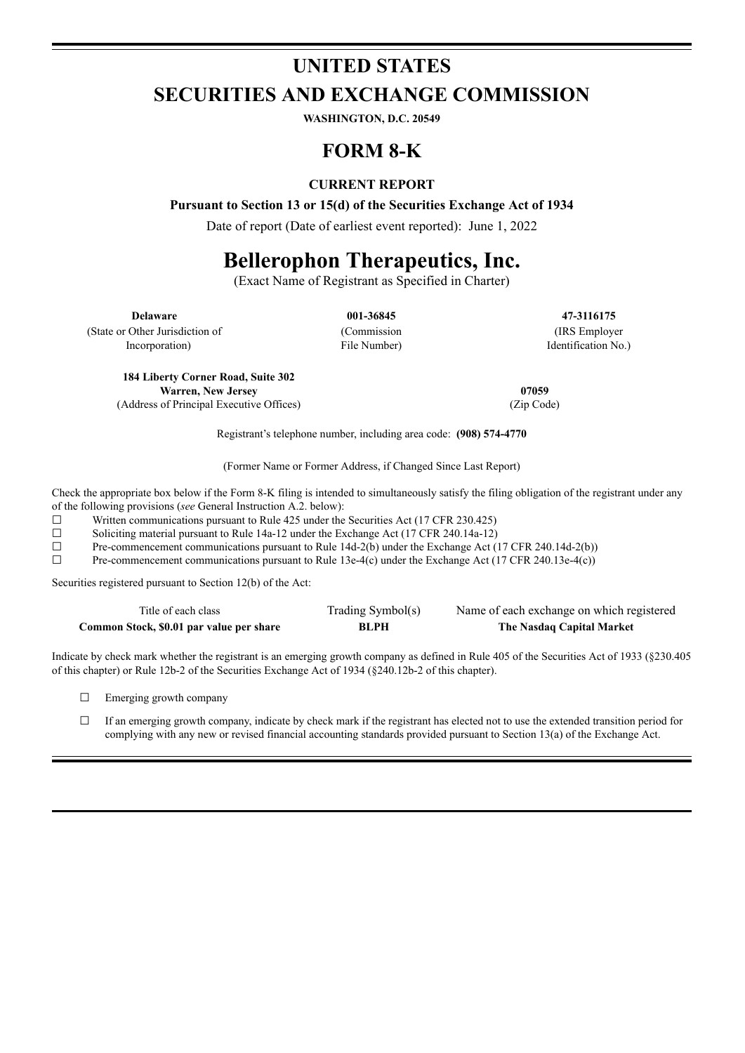# UNITED STATES
# SECURITIES AND EXCHANGE COMMISSION

**WASHINGTON, D.C. 20549**

# FORM 8-K

**CURRENT REPORT**

**Pursuant to Section 13 or 15(d) of the Securities Exchange Act of 1934**

Date of report (Date of earliest event reported): June 1, 2022

# Bellerophon Therapeutics, Inc.

(Exact Name of Registrant as Specified in Charter)

| **Delaware** | **001-36845** | **47-3116175** |
|---|---|---|
| (State or Other Jurisdiction of Incorporation) | (Commission File Number) | (IRS Employer Identification No.) |

| **184 Liberty Corner Road, Suite 302** **Warren, New Jersey** | **07059** |
|---|---|
| (Address of Principal Executive Offices) | (Zip Code) |

Registrant's telephone number, including area code: **(908) 574-4770**

(Former Name or Former Address, if Changed Since Last Report)

Check the appropriate box below if the Form 8-K filing is intended to simultaneously satisfy the filing obligation of the registrant under any of the following provisions (*see* General Instruction A.2. below):

☐ Written communications pursuant to Rule 425 under the Securities Act (17 CFR 230.425)

☐ Soliciting material pursuant to Rule 14a-12 under the Exchange Act (17 CFR 240.14a-12)

☐ Pre-commencement communications pursuant to Rule 14d-2(b) under the Exchange Act (17 CFR 240.14d-2(b))

☐ Pre-commencement communications pursuant to Rule 13e-4(c) under the Exchange Act (17 CFR 240.13e-4(c))

Securities registered pursuant to Section 12(b) of the Act:

| Title of each class | Trading Symbol(s) | Name of each exchange on which registered |
|---|---|---|
| **Common Stock, $0.01 par value per share** | **BLPH** | **The Nasdaq Capital Market** |

Indicate by check mark whether the registrant is an emerging growth company as defined in Rule 405 of the Securities Act of 1933 (§230.405 of this chapter) or Rule 12b-2 of the Securities Exchange Act of 1934 (§240.12b-2 of this chapter).

☐ Emerging growth company

☐ If an emerging growth company, indicate by check mark if the registrant has elected not to use the extended transition period for complying with any new or revised financial accounting standards provided pursuant to Section 13(a) of the Exchange Act.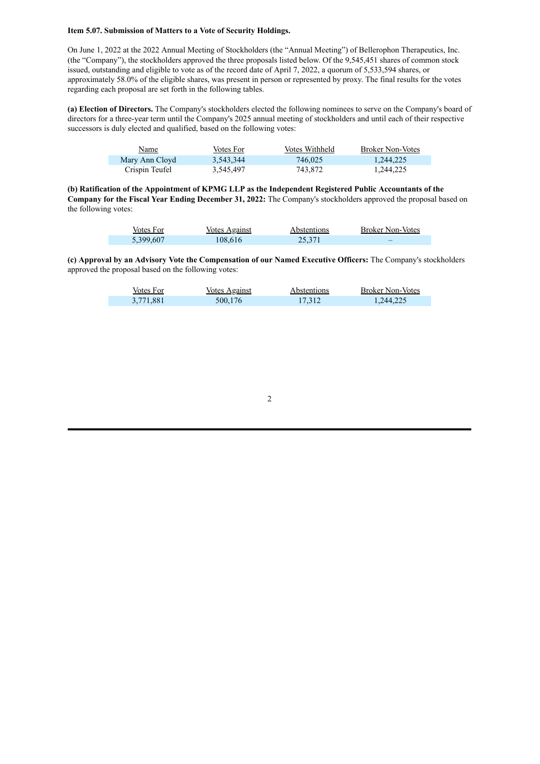**Item 5.07. Submission of Matters to a Vote of Security Holdings.**

On June 1, 2022 at the 2022 Annual Meeting of Stockholders (the "Annual Meeting") of Bellerophon Therapeutics, Inc. (the "Company"), the stockholders approved the three proposals listed below. Of the 9,545,451 shares of common stock issued, outstanding and eligible to vote as of the record date of April 7, 2022, a quorum of 5,533,594 shares, or approximately 58.0% of the eligible shares, was present in person or represented by proxy. The final results for the votes regarding each proposal are set forth in the following tables.

**(a) Election of Directors.** The Company's stockholders elected the following nominees to serve on the Company's board of directors for a three-year term until the Company's 2025 annual meeting of stockholders and until each of their respective successors is duly elected and qualified, based on the following votes:

| Name | Votes For | Votes Withheld | Broker Non-Votes |
|---|---|---|---|
| Mary Ann Cloyd | 3,543,344 | 746,025 | 1,244,225 |
| Crispin Teufel | 3,545,497 | 743,872 | 1,244,225 |

**(b) Ratification of the Appointment of KPMG LLP as the Independent Registered Public Accountants of the Company for the Fiscal Year Ending December 31, 2022:** The Company's stockholders approved the proposal based on the following votes:

| Votes For | Votes Against | Abstentions | Broker Non-Votes |
|---|---|---|---|
| 5,399,607 | 108,616 | 25,371 | – |

**(c) Approval by an Advisory Vote the Compensation of our Named Executive Officers:** The Company's stockholders approved the proposal based on the following votes:

| Votes For | Votes Against | Abstentions | Broker Non-Votes |
|---|---|---|---|
| 3,771,881 | 500,176 | 17,312 | 1,244,225 |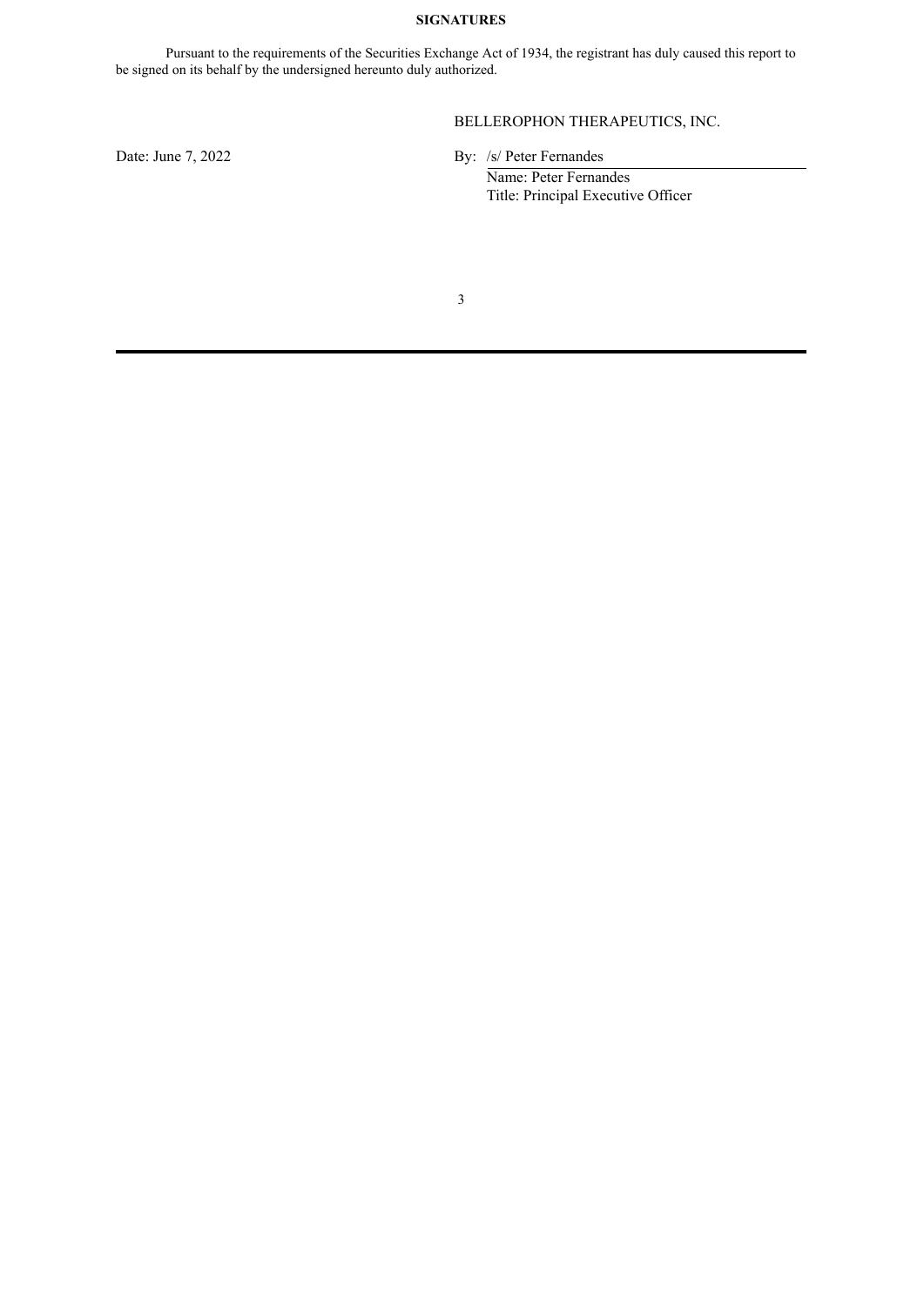**SIGNATURES**

Pursuant to the requirements of the Securities Exchange Act of 1934, the registrant has duly caused this report to be signed on its behalf by the undersigned hereunto duly authorized.

BELLEROPHON THERAPEUTICS, INC.

Date: June 7, 2022

By: /s/ Peter Fernandes
Name: Peter Fernandes
Title: Principal Executive Officer